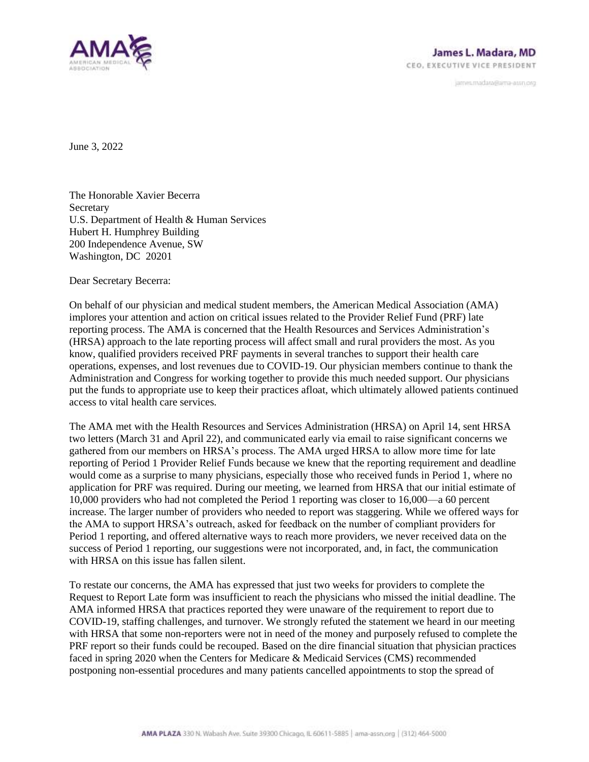**James L. Madara, MD**
CEO, EXECUTIVE VICE PRESIDENT

james.madara@ama-assn.org

June 3, 2022

The Honorable Xavier Becerra
Secretary
U.S. Department of Health & Human Services
Hubert H. Humphrey Building
200 Independence Avenue, SW
Washington, DC 20201

Dear Secretary Becerra:

On behalf of our physician and medical student members, the American Medical Association (AMA) implores your attention and action on critical issues related to the Provider Relief Fund (PRF) late reporting process. The AMA is concerned that the Health Resources and Services Administration's (HRSA) approach to the late reporting process will affect small and rural providers the most. As you know, qualified providers received PRF payments in several tranches to support their health care operations, expenses, and lost revenues due to COVID-19. Our physician members continue to thank the Administration and Congress for working together to provide this much needed support. Our physicians put the funds to appropriate use to keep their practices afloat, which ultimately allowed patients continued access to vital health care services.

The AMA met with the Health Resources and Services Administration (HRSA) on April 14, sent HRSA two letters (March 31 and April 22), and communicated early via email to raise significant concerns we gathered from our members on HRSA's process. The AMA urged HRSA to allow more time for late reporting of Period 1 Provider Relief Funds because we knew that the reporting requirement and deadline would come as a surprise to many physicians, especially those who received funds in Period 1, where no application for PRF was required. During our meeting, we learned from HRSA that our initial estimate of 10,000 providers who had not completed the Period 1 reporting was closer to 16,000—a 60 percent increase. The larger number of providers who needed to report was staggering. While we offered ways for the AMA to support HRSA's outreach, asked for feedback on the number of compliant providers for Period 1 reporting, and offered alternative ways to reach more providers, we never received data on the success of Period 1 reporting, our suggestions were not incorporated, and, in fact, the communication with HRSA on this issue has fallen silent.

To restate our concerns, the AMA has expressed that just two weeks for providers to complete the Request to Report Late form was insufficient to reach the physicians who missed the initial deadline. The AMA informed HRSA that practices reported they were unaware of the requirement to report due to COVID-19, staffing challenges, and turnover. We strongly refuted the statement we heard in our meeting with HRSA that some non-reporters were not in need of the money and purposely refused to complete the PRF report so their funds could be recouped. Based on the dire financial situation that physician practices faced in spring 2020 when the Centers for Medicare & Medicaid Services (CMS) recommended postponing non-essential procedures and many patients cancelled appointments to stop the spread of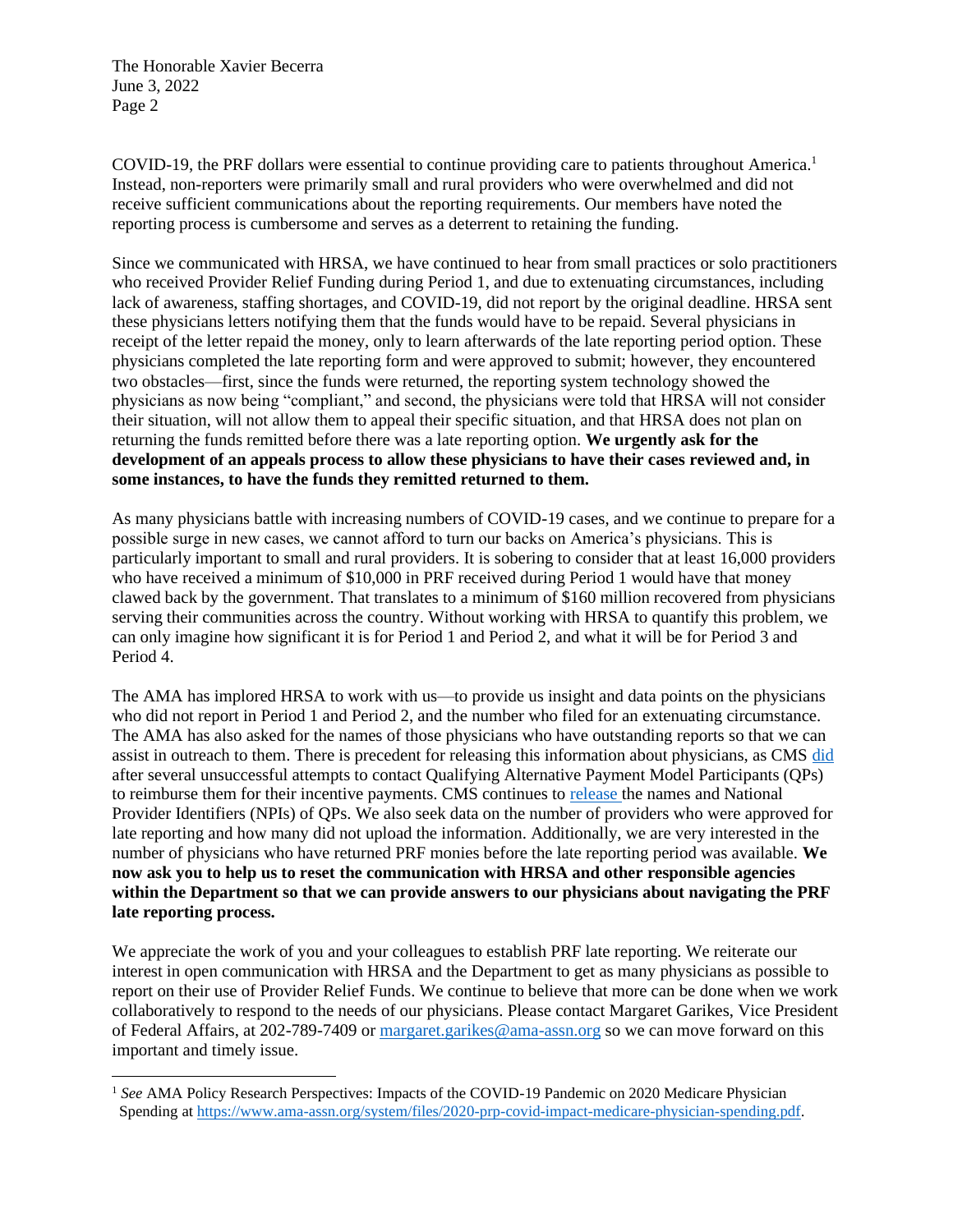COVID-19, the PRF dollars were essential to continue providing care to patients throughout America.[1] Instead, non-reporters were primarily small and rural providers who were overwhelmed and did not receive sufficient communications about the reporting requirements. Our members have noted the reporting process is cumbersome and serves as a deterrent to retaining the funding.

Since we communicated with HRSA, we have continued to hear from small practices or solo practitioners who received Provider Relief Funding during Period 1, and due to extenuating circumstances, including lack of awareness, staffing shortages, and COVID-19, did not report by the original deadline. HRSA sent these physicians letters notifying them that the funds would have to be repaid. Several physicians in receipt of the letter repaid the money, only to learn afterwards of the late reporting period option. These physicians completed the late reporting form and were approved to submit; however, they encountered two obstacles—first, since the funds were returned, the reporting system technology showed the physicians as now being "compliant," and second, the physicians were told that HRSA will not consider their situation, will not allow them to appeal their specific situation, and that HRSA does not plan on returning the funds remitted before there was a late reporting option. **We urgently ask for the development of an appeals process to allow these physicians to have their cases reviewed and, in some instances, to have the funds they remitted returned to them.**

As many physicians battle with increasing numbers of COVID-19 cases, and we continue to prepare for a possible surge in new cases, we cannot afford to turn our backs on America's physicians. This is particularly important to small and rural providers. It is sobering to consider that at least 16,000 providers who have received a minimum of $10,000 in PRF received during Period 1 would have that money clawed back by the government. That translates to a minimum of $160 million recovered from physicians serving their communities across the country. Without working with HRSA to quantify this problem, we can only imagine how significant it is for Period 1 and Period 2, and what it will be for Period 3 and Period 4.

The AMA has implored HRSA to work with us—to provide us insight and data points on the physicians who did not report in Period 1 and Period 2, and the number who filed for an extenuating circumstance. The AMA has also asked for the names of those physicians who have outstanding reports so that we can assist in outreach to them. There is precedent for releasing this information about physicians, as CMS did after several unsuccessful attempts to contact Qualifying Alternative Payment Model Participants (QPs) to reimburse them for their incentive payments. CMS continues to release the names and National Provider Identifiers (NPIs) of QPs. We also seek data on the number of providers who were approved for late reporting and how many did not upload the information. Additionally, we are very interested in the number of physicians who have returned PRF monies before the late reporting period was available. **We now ask you to help us to reset the communication with HRSA and other responsible agencies within the Department so that we can provide answers to our physicians about navigating the PRF late reporting process.**

We appreciate the work of you and your colleagues to establish PRF late reporting. We reiterate our interest in open communication with HRSA and the Department to get as many physicians as possible to report on their use of Provider Relief Funds. We continue to believe that more can be done when we work collaboratively to respond to the needs of our physicians. Please contact Margaret Garikes, Vice President of Federal Affairs, at 202-789-7409 or margaret.garikes@ama-assn.org so we can move forward on this important and timely issue.

---

[1] *See* AMA Policy Research Perspectives: Impacts of the COVID-19 Pandemic on 2020 Medicare Physician Spending at https://www.ama-assn.org/system/files/2020-prp-covid-impact-medicare-physician-spending.pdf.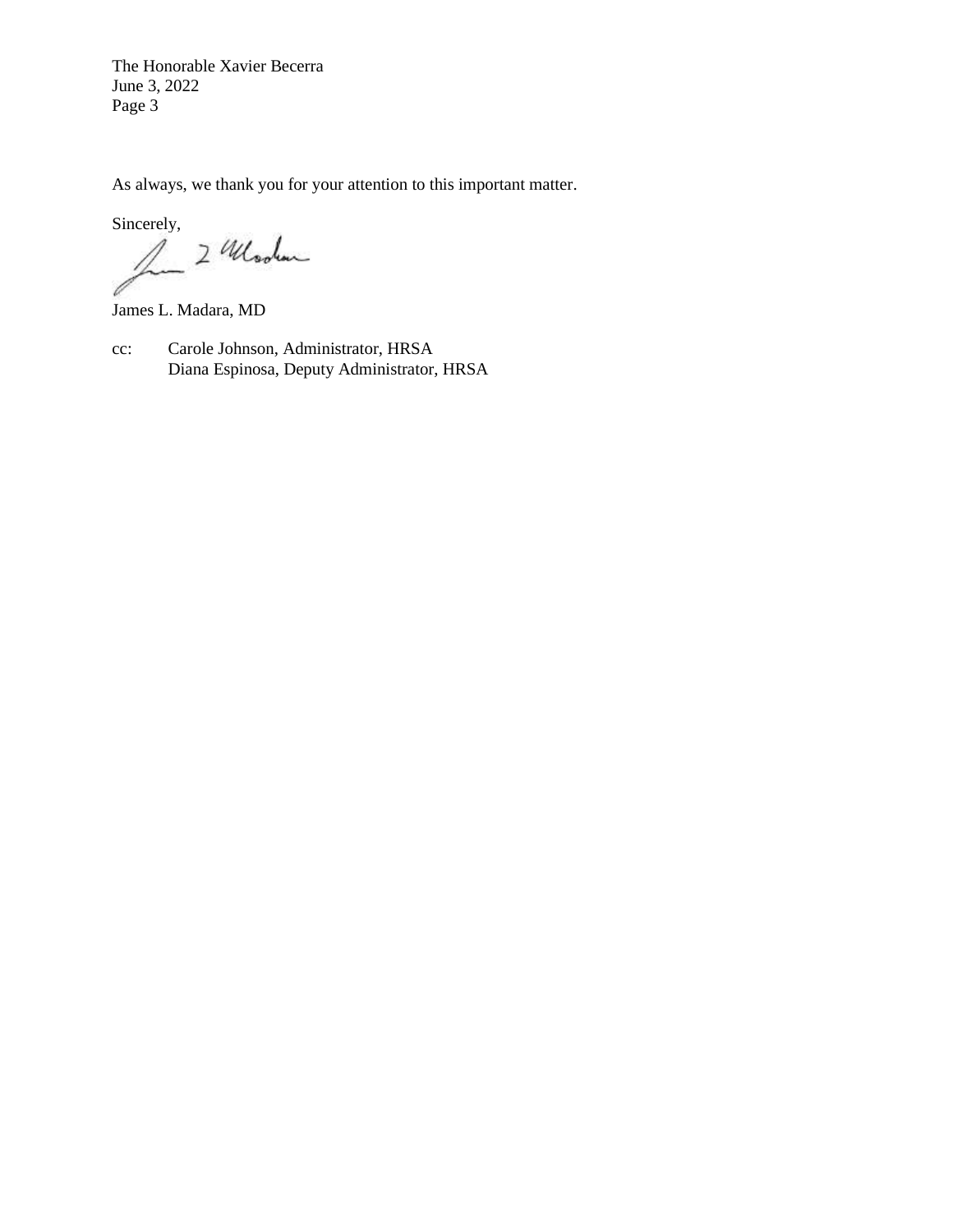As always, we thank you for your attention to this important matter.

Sincerely,

James L. Madara, MD

cc: Carole Johnson, Administrator, HRSA
Diana Espinosa, Deputy Administrator, HRSA